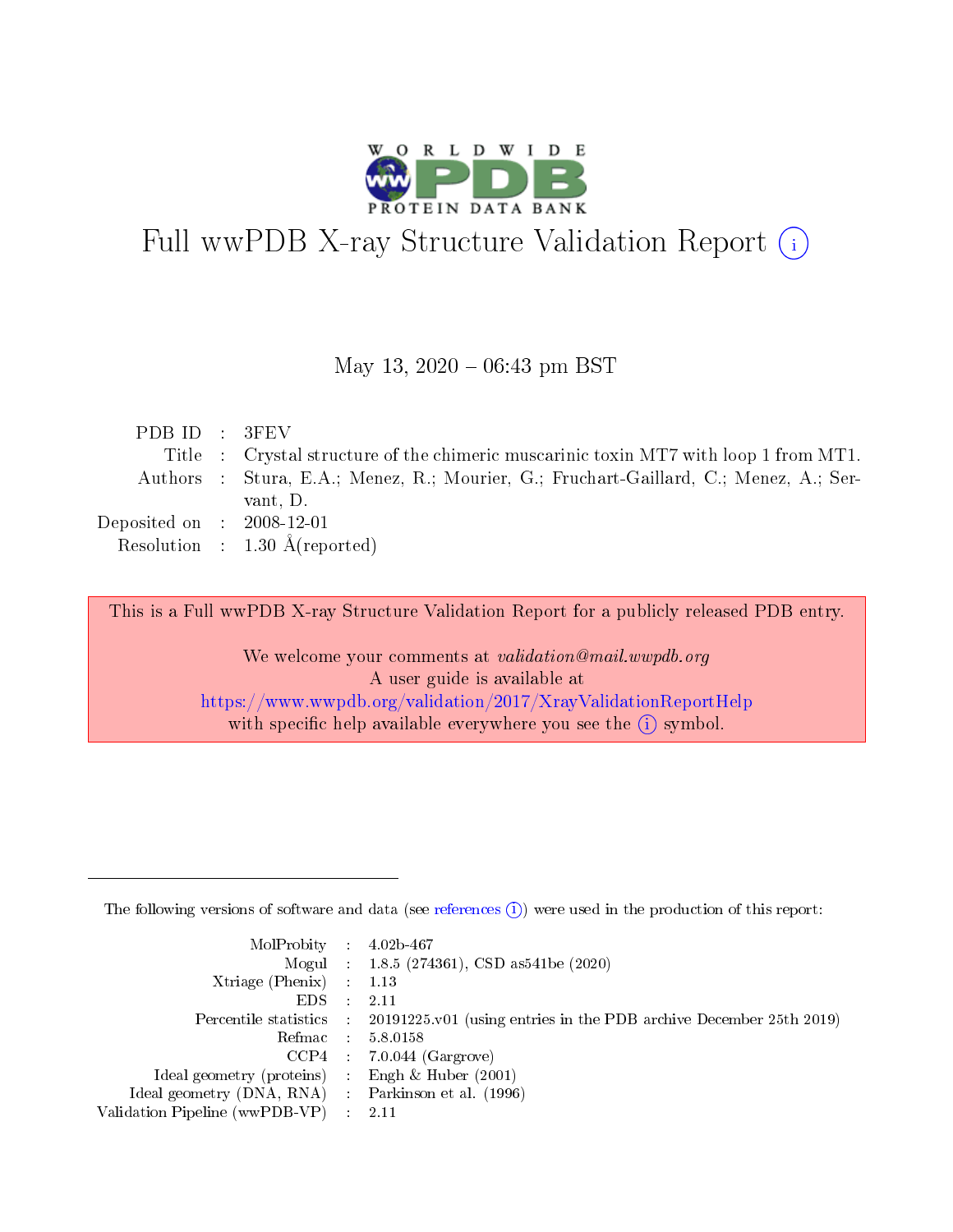# Full wwPDB X-ray Structure Validation Report (i)

May 13, 2020 – 06:43 pm BST

| | | |
|---|---|---|
| PDB ID | : | 3FEV |
| Title | : | Crystal structure of the chimeric muscarinic toxin MT7 with loop 1 from MT1. |
| Authors | : | Stura, E.A.; Menez, R.; Mourier, G.; Fruchart-Gaillard, C.; Menez, A.; Servant, D. |
| Deposited on | : | 2008-12-01 |
| Resolution | : | 1.30 Å(reported) |

This is a Full wwPDB X-ray Structure Validation Report for a publicly released PDB entry.

We welcome your comments at *validation@mail.wwpdb.org*
A user guide is available at
https://www.wwpdb.org/validation/2017/XrayValidationReportHelp
with specific help available everywhere you see the (i) symbol.

---

The following versions of software and data (see references (i)) were used in the production of this report:

| | | |
|---|---|---|
| MolProbity | : | 4.02b-467 |
| Mogul | : | 1.8.5 (274361), CSD as541be (2020) |
| Xtriage (Phenix) | : | 1.13 |
| EDS | : | 2.11 |
| Percentile statistics | : | 20191225.v01 (using entries in the PDB archive December 25th 2019) |
| Refmac | : | 5.8.0158 |
| CCP4 | : | 7.0.044 (Gargrove) |
| Ideal geometry (proteins) | : | Engh & Huber (2001) |
| Ideal geometry (DNA, RNA) | : | Parkinson et al. (1996) |
| Validation Pipeline (wwPDB-VP) | : | 2.11 |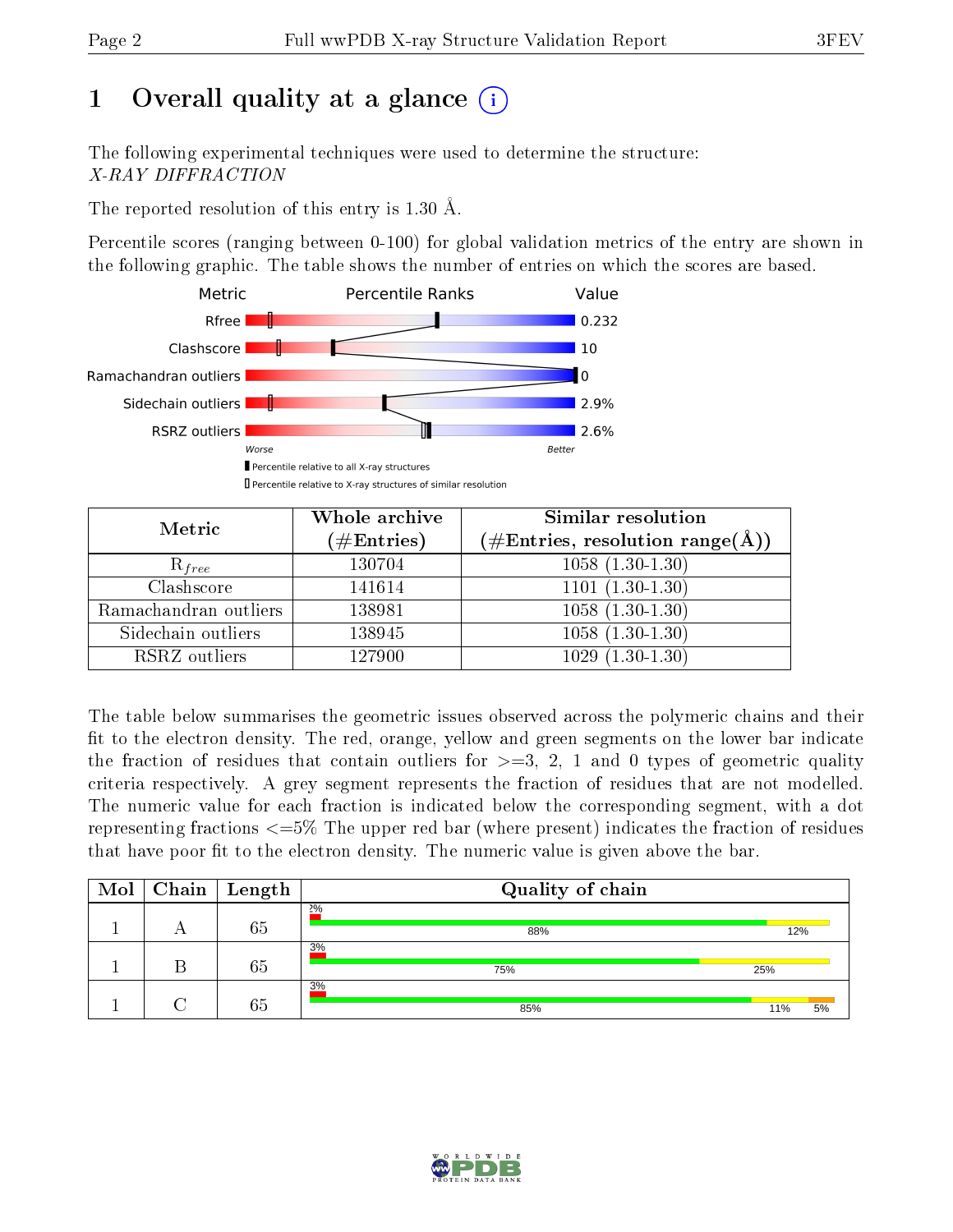# 1 Overall quality at a glance (i)

The following experimental techniques were used to determine the structure:
*X-RAY DIFFRACTION*

The reported resolution of this entry is 1.30 Å.

Percentile scores (ranging between 0-100) for global validation metrics of the entry are shown in the following graphic. The table shows the number of entries on which the scores are based.

| Metric | Value |
|---|---|
| Rfree | 0.232 |
| Clashscore | 10 |
| Ramachandran outliers | 0 |
| Sidechain outliers | 2.9% |
| RSRZ outliers | 2.6% |

Worse — Better

▮ Percentile relative to all X-ray structures
▯ Percentile relative to X-ray structures of similar resolution

| Metric | Whole archive (#Entries) | Similar resolution (#Entries, resolution range(Å)) |
|---|---|---|
| $R_{free}$ | 130704 | 1058 (1.30-1.30) |
| Clashscore | 141614 | 1101 (1.30-1.30) |
| Ramachandran outliers | 138981 | 1058 (1.30-1.30) |
| Sidechain outliers | 138945 | 1058 (1.30-1.30) |
| RSRZ outliers | 127900 | 1029 (1.30-1.30) |

The table below summarises the geometric issues observed across the polymeric chains and their fit to the electron density. The red, orange, yellow and green segments on the lower bar indicate the fraction of residues that contain outliers for >=3, 2, 1 and 0 types of geometric quality criteria respectively. A grey segment represents the fraction of residues that are not modelled. The numeric value for each fraction is indicated below the corresponding segment, with a dot representing fractions <=5% The upper red bar (where present) indicates the fraction of residues that have poor fit to the electron density. The numeric value is given above the bar.

| Mol | Chain | Length | Quality of chain |
|---|---|---|---|
| 1 | A | 65 | 2% / 88% 12% |
| 1 | B | 65 | 3% / 75% 25% |
| 1 | C | 65 | 3% / 85% 11% 5% |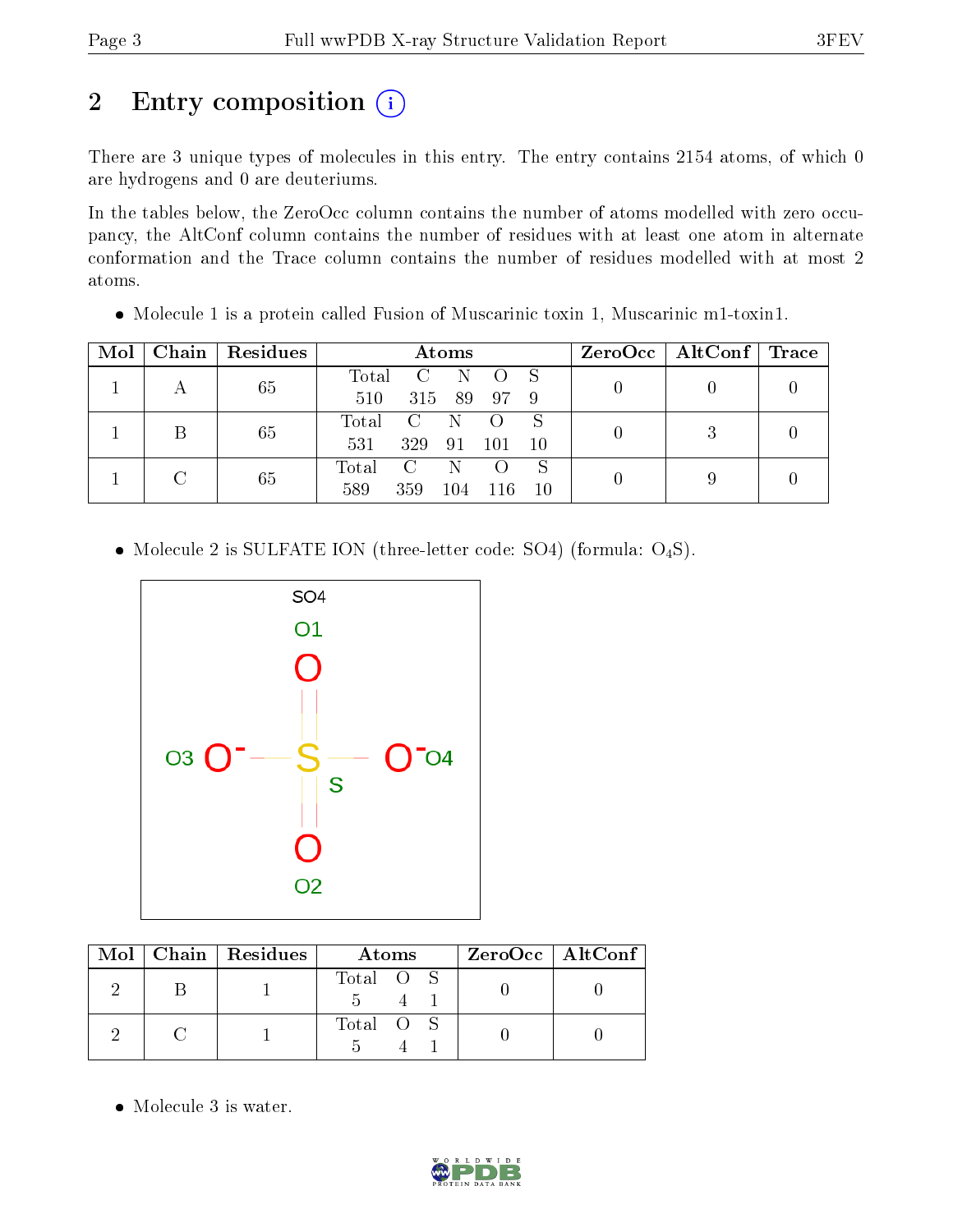# 2 Entry composition

There are 3 unique types of molecules in this entry. The entry contains 2154 atoms, of which 0 are hydrogens and 0 are deuteriums.

In the tables below, the ZeroOcc column contains the number of atoms modelled with zero occupancy, the AltConf column contains the number of residues with at least one atom in alternate conformation and the Trace column contains the number of residues modelled with at most 2 atoms.

- Molecule 1 is a protein called Fusion of Muscarinic toxin 1, Muscarinic m1-toxin1.

| Mol | Chain | Residues | Atoms | | | | | ZeroOcc | AltConf | Trace |
|---|---|---|---|---|---|---|---|---|---|---|
| 1 | A | 65 | Total 510 | C 315 | N 89 | O 97 | S 9 | 0 | 0 | 0 |
| 1 | B | 65 | Total 531 | C 329 | N 91 | O 101 | S 10 | 0 | 3 | 0 |
| 1 | C | 65 | Total 589 | C 359 | N 104 | O 116 | S 10 | 0 | 9 | 0 |

- Molecule 2 is SULFATE ION (three-letter code: SO4) (formula: $O_4S$).

| Mol | Chain | Residues | Atoms | | | ZeroOcc | AltConf |
|---|---|---|---|---|---|---|---|
| 2 | B | 1 | Total 5 | O 4 | S 1 | 0 | 0 |
| 2 | C | 1 | Total 5 | O 4 | S 1 | 0 | 0 |

- Molecule 3 is water.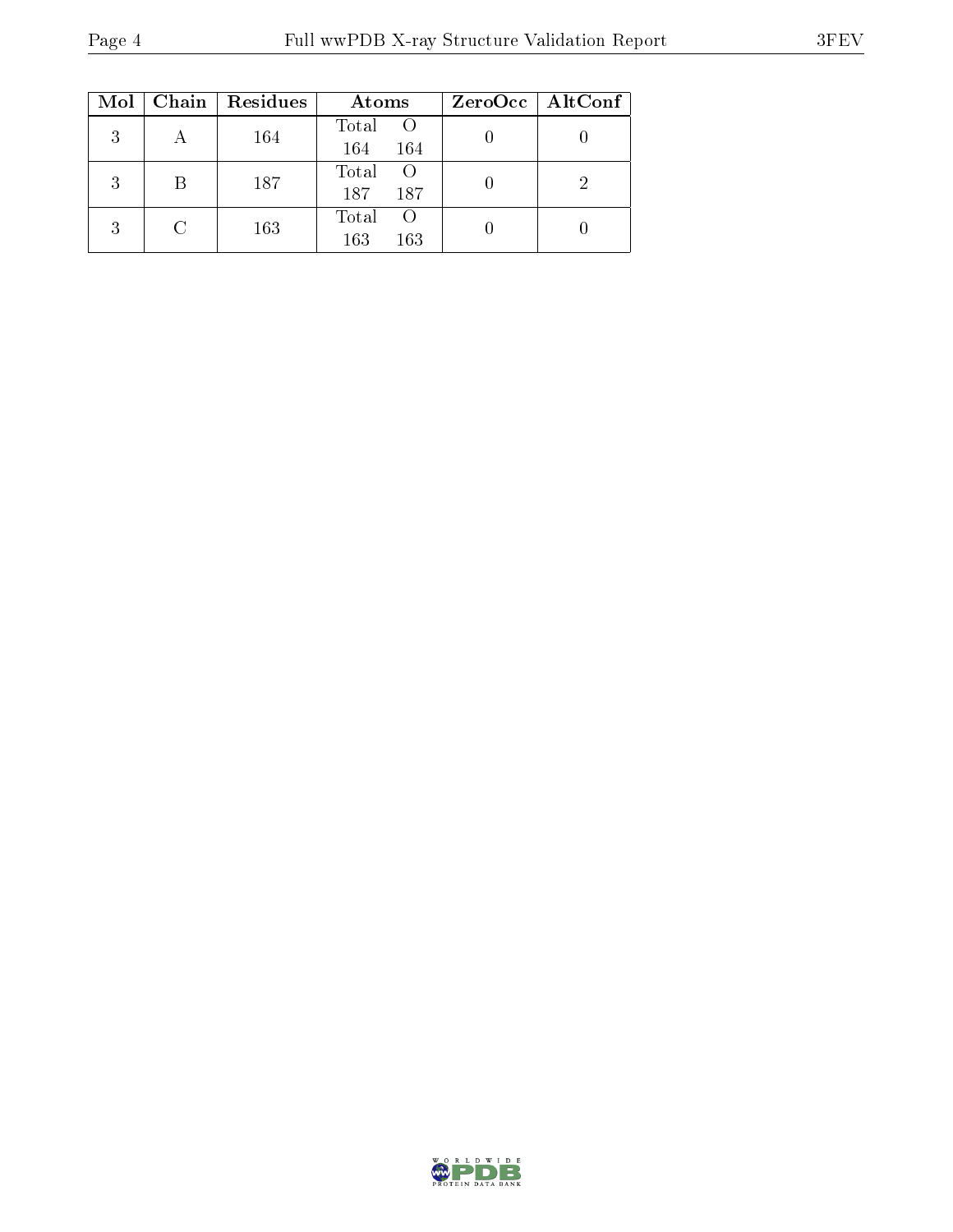| Mol | Chain | Residues | Atoms | | ZeroOcc | AltConf |
|---|---|---|---|---|---|---|
| 3 | A | 164 | Total<br>164 | O<br>164 | 0 | 0 |
| 3 | B | 187 | Total<br>187 | O<br>187 | 0 | 2 |
| 3 | C | 163 | Total<br>163 | O<br>163 | 0 | 0 |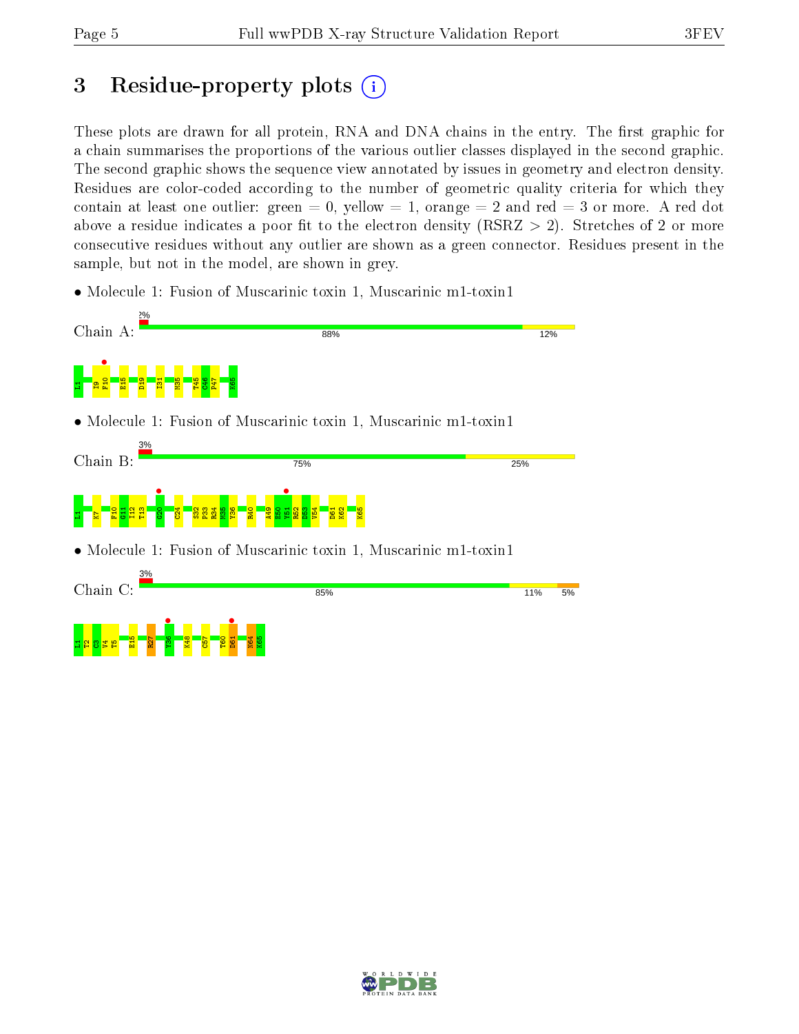# 3 Residue-property plots

These plots are drawn for all protein, RNA and DNA chains in the entry. The first graphic for a chain summarises the proportions of the various outlier classes displayed in the second graphic. The second graphic shows the sequence view annotated by issues in geometry and electron density. Residues are color-coded according to the number of geometric quality criteria for which they contain at least one outlier: green = 0, yellow = 1, orange = 2 and red = 3 or more. A red dot above a residue indicates a poor fit to the electron density (RSRZ > 2). Stretches of 2 or more consecutive residues without any outlier are shown as a green connector. Residues present in the sample, but not in the model, are shown in grey.

- Molecule 1: Fusion of Muscarinic toxin 1, Muscarinic m1-toxin1

Chain A: 2% | 88% | 12%

L1 I9 F10 E15 D19 I31 M35 T45 C46 P47 K65

- Molecule 1: Fusion of Muscarinic toxin 1, Muscarinic m1-toxin1

Chain B: 3% | 75% | 25%

L1 K7 F10 G11 I12 T13 G20 C24 S32 P33 R34 M35 Y36 R40 A49 E50 Y51 R52 D53 V54 D61 K62 K65

- Molecule 1: Fusion of Muscarinic toxin 1, Muscarinic m1-toxin1

Chain C: 3% | 85% | 11% | 5%

L1 T2 C3 V4 T5 E15 R27 Y36 K48 C57 T60 D61 N64 K65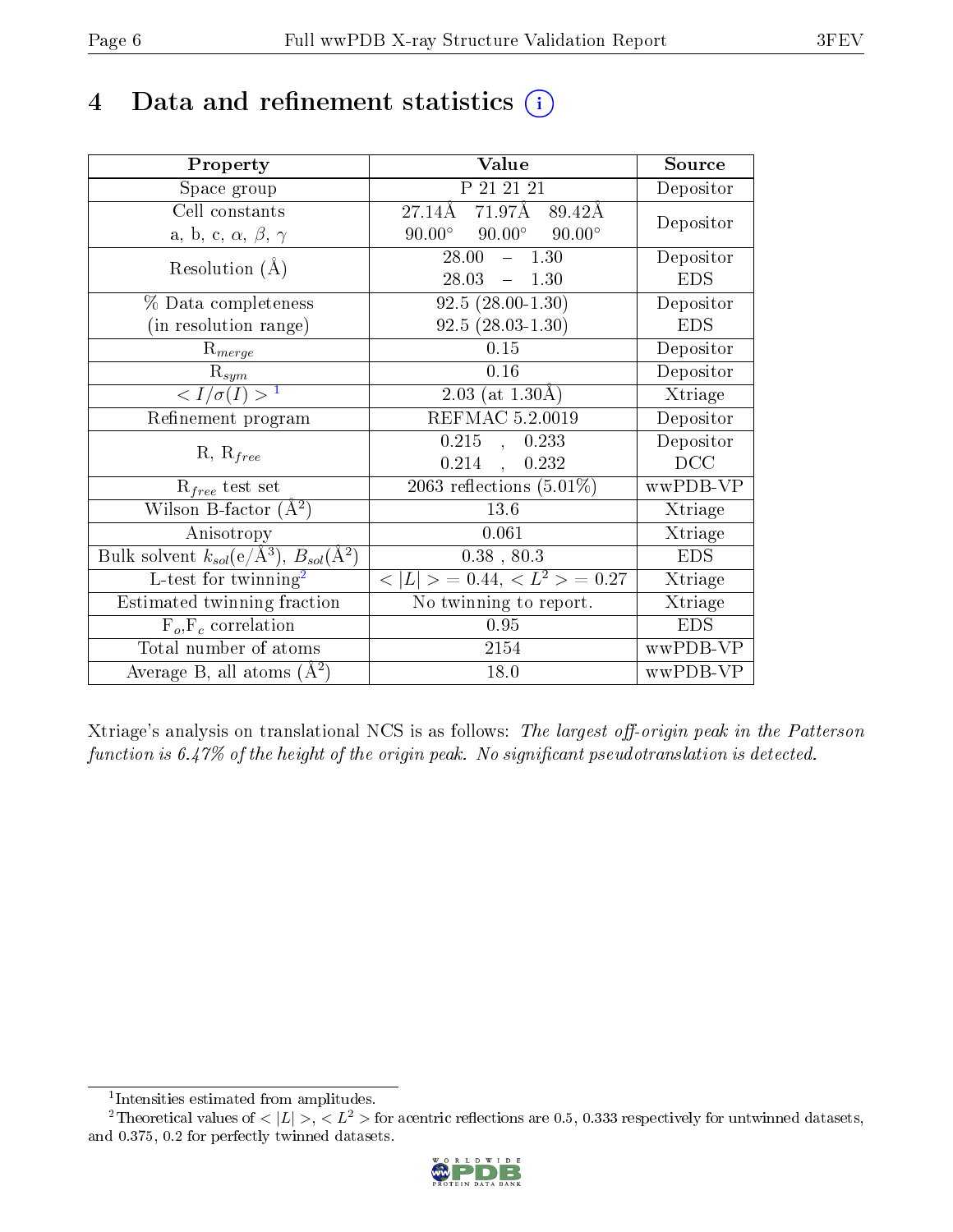# 4 Data and refinement statistics

| Property | Value | Source |
|---|---|---|
| Space group | P 21 21 21 | Depositor |
| Cell constants<br>a, b, c, $\alpha$, $\beta$, $\gamma$ | 27.14Å 71.97Å 89.42Å<br>90.00° 90.00° 90.00° | Depositor |
| Resolution (Å) | 28.00 – 1.30<br>28.03 – 1.30 | Depositor<br>EDS |
| % Data completeness<br>(in resolution range) | 92.5 (28.00-1.30)<br>92.5 (28.03-1.30) | Depositor<br>EDS |
| $R_{merge}$ | 0.15 | Depositor |
| $R_{sym}$ | 0.16 | Depositor |
| $< I/\sigma(I) >$ [1] | 2.03 (at 1.30Å) | Xtriage |
| Refinement program | REFMAC 5.2.0019 | Depositor |
| R, $R_{free}$ | 0.215 , 0.233<br>0.214 , 0.232 | Depositor<br>DCC |
| $R_{free}$ test set | 2063 reflections (5.01%) | wwPDB-VP |
| Wilson B-factor (Å$^2$) | 13.6 | Xtriage |
| Anisotropy | 0.061 | Xtriage |
| Bulk solvent $k_{sol}$(e/Å$^3$), $B_{sol}$(Å$^2$) | 0.38 , 80.3 | EDS |
| L-test for twinning[2] | $< \lvert L \rvert > = 0.44$, $< L^2 > = 0.27$ | Xtriage |
| Estimated twinning fraction | No twinning to report. | Xtriage |
| $F_o$,$F_c$ correlation | 0.95 | EDS |
| Total number of atoms | 2154 | wwPDB-VP |
| Average B, all atoms (Å$^2$) | 18.0 | wwPDB-VP |

Xtriage's analysis on translational NCS is as follows: *The largest off-origin peak in the Patterson function is 6.47% of the height of the origin peak. No significant pseudotranslation is detected.*

[1] Intensities estimated from amplitudes.

[2] Theoretical values of $< \lvert L \rvert >$, $< L^2 >$ for acentric reflections are 0.5, 0.333 respectively for untwinned datasets, and 0.375, 0.2 for perfectly twinned datasets.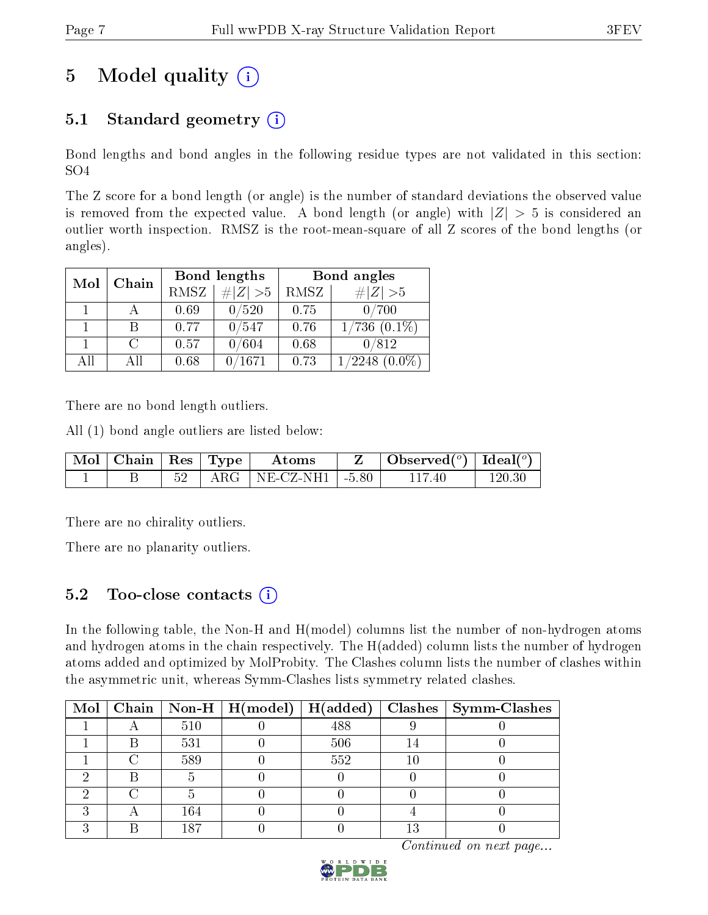# 5 Model quality

## 5.1 Standard geometry

Bond lengths and bond angles in the following residue types are not validated in this section: SO4

The Z score for a bond length (or angle) is the number of standard deviations the observed value is removed from the expected value. A bond length (or angle) with $|Z| > 5$ is considered an outlier worth inspection. RMSZ is the root-mean-square of all Z scores of the bond lengths (or angles).

| Mol | Chain | Bond lengths | | Bond angles | |
|---|---|---|---|---|---|
| | | RMSZ | #\|Z\| >5 | RMSZ | #\|Z\| >5 |
| 1 | A | 0.69 | 0/520 | 0.75 | 0/700 |
| 1 | B | 0.77 | 0/547 | 0.76 | 1/736 (0.1%) |
| 1 | C | 0.57 | 0/604 | 0.68 | 0/812 |
| All | All | 0.68 | 0/1671 | 0.73 | 1/2248 (0.0%) |

There are no bond length outliers.

All (1) bond angle outliers are listed below:

| Mol | Chain | Res | Type | Atoms | Z | Observed(°) | Ideal(°) |
|---|---|---|---|---|---|---|---|
| 1 | B | 52 | ARG | NE-CZ-NH1 | -5.80 | 117.40 | 120.30 |

There are no chirality outliers.

There are no planarity outliers.

## 5.2 Too-close contacts

In the following table, the Non-H and H(model) columns list the number of non-hydrogen atoms and hydrogen atoms in the chain respectively. The H(added) column lists the number of hydrogen atoms added and optimized by MolProbity. The Clashes column lists the number of clashes within the asymmetric unit, whereas Symm-Clashes lists symmetry related clashes.

| Mol | Chain | Non-H | H(model) | H(added) | Clashes | Symm-Clashes |
|---|---|---|---|---|---|---|
| 1 | A | 510 | 0 | 488 | 9 | 0 |
| 1 | B | 531 | 0 | 506 | 14 | 0 |
| 1 | C | 589 | 0 | 552 | 10 | 0 |
| 2 | B | 5 | 0 | 0 | 0 | 0 |
| 2 | C | 5 | 0 | 0 | 0 | 0 |
| 3 | A | 164 | 0 | 0 | 4 | 0 |
| 3 | B | 187 | 0 | 0 | 13 | 0 |

*Continued on next page...*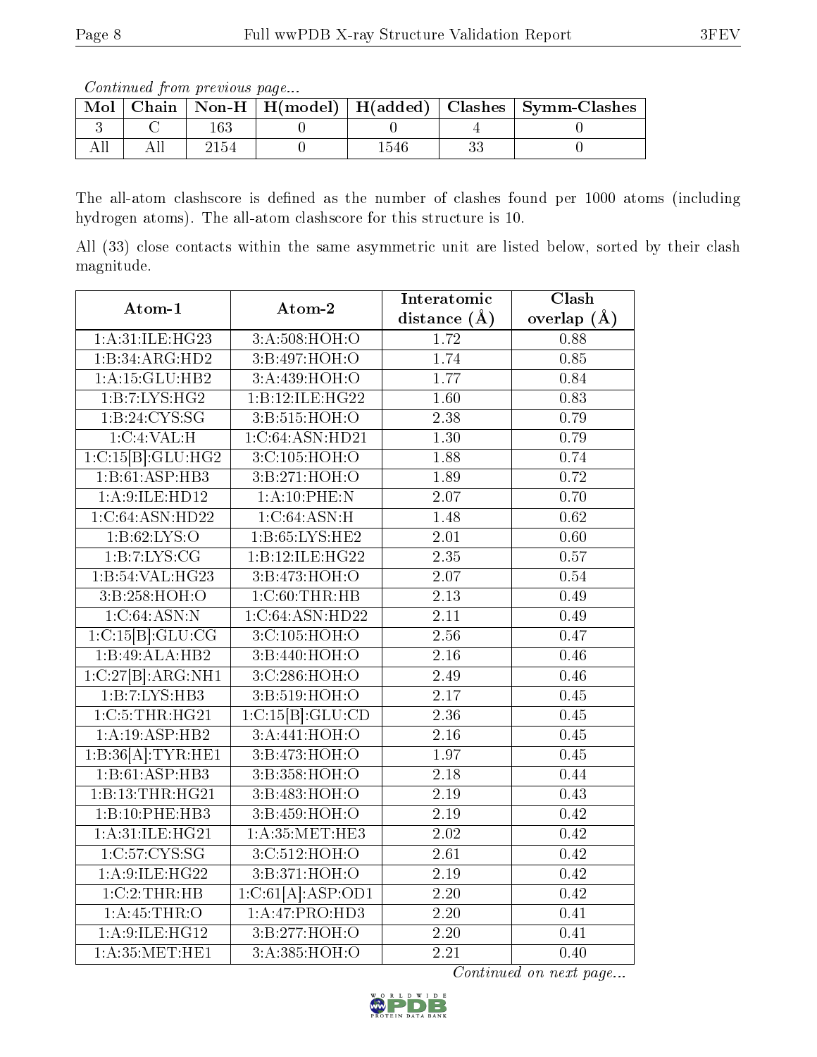*Continued from previous page...*

| Mol | Chain | Non-H | H(model) | H(added) | Clashes | Symm-Clashes |
|---|---|---|---|---|---|---|
| 3 | C | 163 | 0 | 0 | 4 | 0 |
| All | All | 2154 | 0 | 1546 | 33 | 0 |

The all-atom clashscore is defined as the number of clashes found per 1000 atoms (including hydrogen atoms). The all-atom clashscore for this structure is 10.

All (33) close contacts within the same asymmetric unit are listed below, sorted by their clash magnitude.

| Atom-1 | Atom-2 | Interatomic distance (Å) | Clash overlap (Å) |
|---|---|---|---|
| 1:A:31:ILE:HG23 | 3:A:508:HOH:O | 1.72 | 0.88 |
| 1:B:34:ARG:HD2 | 3:B:497:HOH:O | 1.74 | 0.85 |
| 1:A:15:GLU:HB2 | 3:A:439:HOH:O | 1.77 | 0.84 |
| 1:B:7:LYS:HG2 | 1:B:12:ILE:HG22 | 1.60 | 0.83 |
| 1:B:24:CYS:SG | 3:B:515:HOH:O | 2.38 | 0.79 |
| 1:C:4:VAL:H | 1:C:64:ASN:HD21 | 1.30 | 0.79 |
| 1:C:15[B]:GLU:HG2 | 3:C:105:HOH:O | 1.88 | 0.74 |
| 1:B:61:ASP:HB3 | 3:B:271:HOH:O | 1.89 | 0.72 |
| 1:A:9:ILE:HD12 | 1:A:10:PHE:N | 2.07 | 0.70 |
| 1:C:64:ASN:HD22 | 1:C:64:ASN:H | 1.48 | 0.62 |
| 1:B:62:LYS:O | 1:B:65:LYS:HE2 | 2.01 | 0.60 |
| 1:B:7:LYS:CG | 1:B:12:ILE:HG22 | 2.35 | 0.57 |
| 1:B:54:VAL:HG23 | 3:B:473:HOH:O | 2.07 | 0.54 |
| 3:B:258:HOH:O | 1:C:60:THR:HB | 2.13 | 0.49 |
| 1:C:64:ASN:N | 1:C:64:ASN:HD22 | 2.11 | 0.49 |
| 1:C:15[B]:GLU:CG | 3:C:105:HOH:O | 2.56 | 0.47 |
| 1:B:49:ALA:HB2 | 3:B:440:HOH:O | 2.16 | 0.46 |
| 1:C:27[B]:ARG:NH1 | 3:C:286:HOH:O | 2.49 | 0.46 |
| 1:B:7:LYS:HB3 | 3:B:519:HOH:O | 2.17 | 0.45 |
| 1:C:5:THR:HG21 | 1:C:15[B]:GLU:CD | 2.36 | 0.45 |
| 1:A:19:ASP:HB2 | 3:A:441:HOH:O | 2.16 | 0.45 |
| 1:B:36[A]:TYR:HE1 | 3:B:473:HOH:O | 1.97 | 0.45 |
| 1:B:61:ASP:HB3 | 3:B:358:HOH:O | 2.18 | 0.44 |
| 1:B:13:THR:HG21 | 3:B:483:HOH:O | 2.19 | 0.43 |
| 1:B:10:PHE:HB3 | 3:B:459:HOH:O | 2.19 | 0.42 |
| 1:A:31:ILE:HG21 | 1:A:35:MET:HE3 | 2.02 | 0.42 |
| 1:C:57:CYS:SG | 3:C:512:HOH:O | 2.61 | 0.42 |
| 1:A:9:ILE:HG22 | 3:B:371:HOH:O | 2.19 | 0.42 |
| 1:C:2:THR:HB | 1:C:61[A]:ASP:OD1 | 2.20 | 0.42 |
| 1:A:45:THR:O | 1:A:47:PRO:HD3 | 2.20 | 0.41 |
| 1:A:9:ILE:HG12 | 3:B:277:HOH:O | 2.20 | 0.41 |
| 1:A:35:MET:HE1 | 3:A:385:HOH:O | 2.21 | 0.40 |

*Continued on next page...*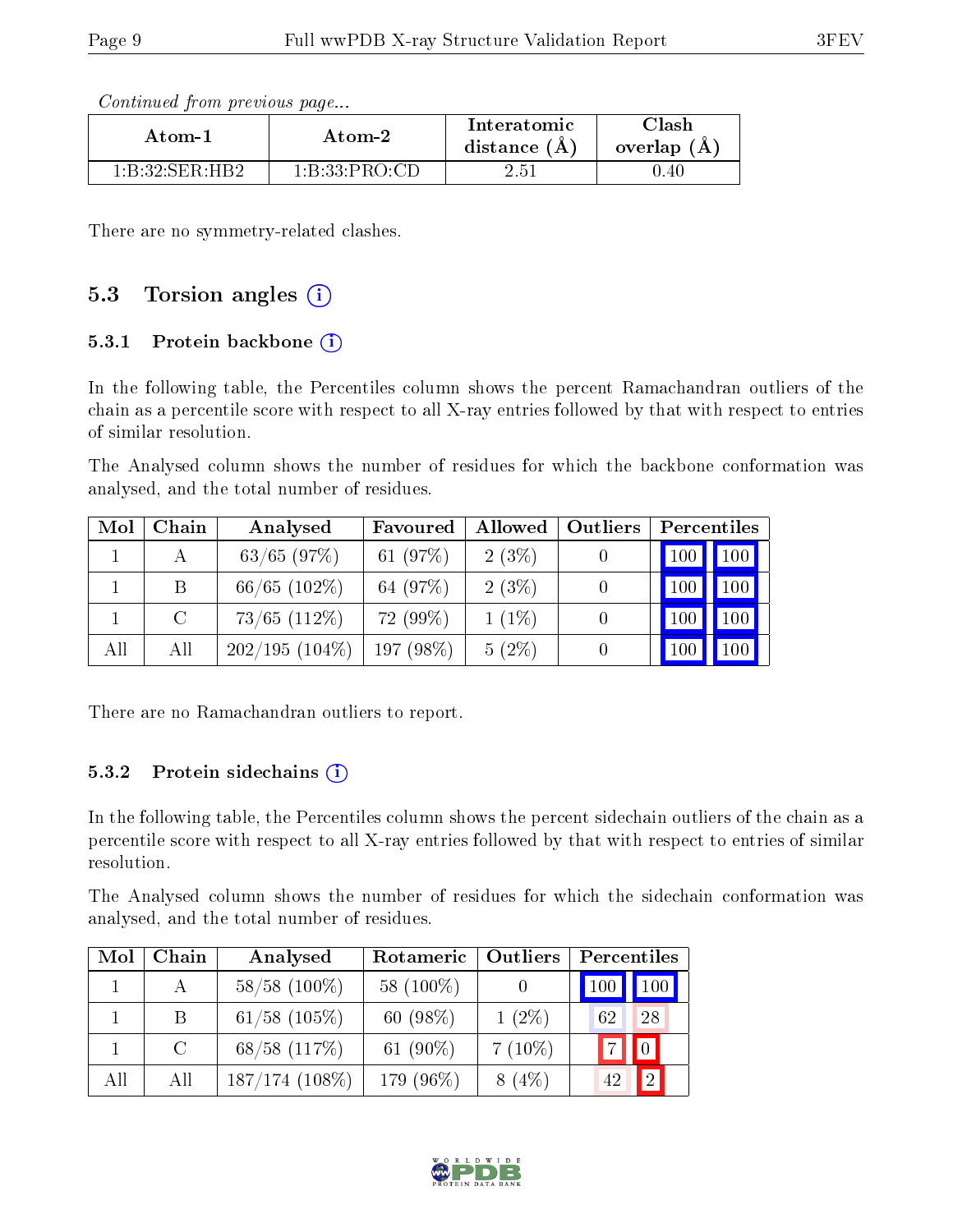*Continued from previous page...*

| Atom-1 | Atom-2 | Interatomic distance (Å) | Clash overlap (Å) |
|---|---|---|---|
| 1:B:32:SER:HB2 | 1:B:33:PRO:CD | 2.51 | 0.40 |

There are no symmetry-related clashes.

## 5.3 Torsion angles

### 5.3.1 Protein backbone

In the following table, the Percentiles column shows the percent Ramachandran outliers of the chain as a percentile score with respect to all X-ray entries followed by that with respect to entries of similar resolution.

The Analysed column shows the number of residues for which the backbone conformation was analysed, and the total number of residues.

| Mol | Chain | Analysed | Favoured | Allowed | Outliers | Percentiles | |
|---|---|---|---|---|---|---|---|
| 1 | A | 63/65 (97%) | 61 (97%) | 2 (3%) | 0 | 100 | 100 |
| 1 | B | 66/65 (102%) | 64 (97%) | 2 (3%) | 0 | 100 | 100 |
| 1 | C | 73/65 (112%) | 72 (99%) | 1 (1%) | 0 | 100 | 100 |
| All | All | 202/195 (104%) | 197 (98%) | 5 (2%) | 0 | 100 | 100 |

There are no Ramachandran outliers to report.

### 5.3.2 Protein sidechains

In the following table, the Percentiles column shows the percent sidechain outliers of the chain as a percentile score with respect to all X-ray entries followed by that with respect to entries of similar resolution.

The Analysed column shows the number of residues for which the sidechain conformation was analysed, and the total number of residues.

| Mol | Chain | Analysed | Rotameric | Outliers | Percentiles | |
|---|---|---|---|---|---|---|
| 1 | A | 58/58 (100%) | 58 (100%) | 0 | 100 | 100 |
| 1 | B | 61/58 (105%) | 60 (98%) | 1 (2%) | 62 | 28 |
| 1 | C | 68/58 (117%) | 61 (90%) | 7 (10%) | 7 | 0 |
| All | All | 187/174 (108%) | 179 (96%) | 8 (4%) | 42 | 2 |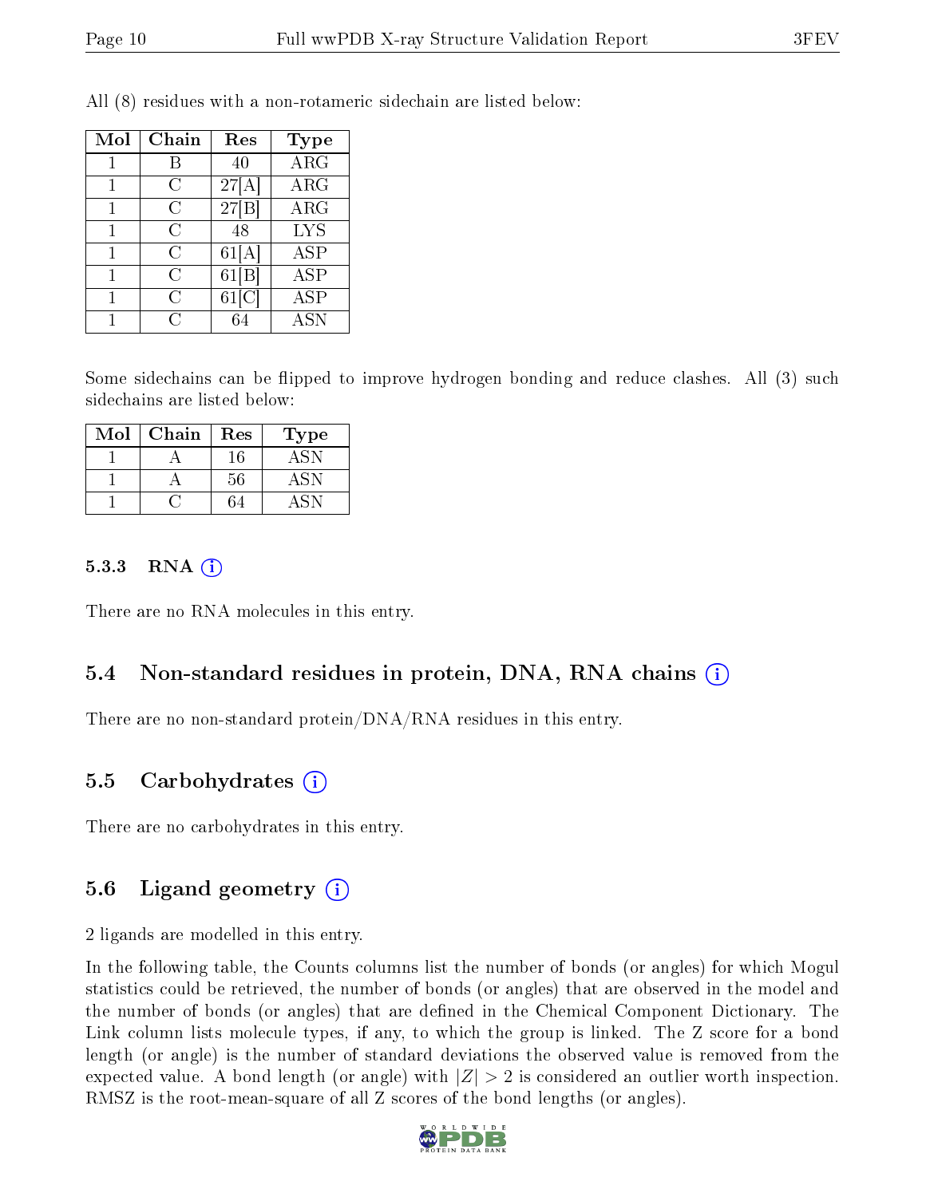All (8) residues with a non-rotameric sidechain are listed below:

| Mol | Chain | Res | Type |
|---|---|---|---|
| 1 | B | 40 | ARG |
| 1 | C | 27[A] | ARG |
| 1 | C | 27[B] | ARG |
| 1 | C | 48 | LYS |
| 1 | C | 61[A] | ASP |
| 1 | C | 61[B] | ASP |
| 1 | C | 61[C] | ASP |
| 1 | C | 64 | ASN |

Some sidechains can be flipped to improve hydrogen bonding and reduce clashes. All (3) such sidechains are listed below:

| Mol | Chain | Res | Type |
|---|---|---|---|
| 1 | A | 16 | ASN |
| 1 | A | 56 | ASN |
| 1 | C | 64 | ASN |

#### 5.3.3 RNA

There are no RNA molecules in this entry.

### 5.4 Non-standard residues in protein, DNA, RNA chains

There are no non-standard protein/DNA/RNA residues in this entry.

### 5.5 Carbohydrates

There are no carbohydrates in this entry.

### 5.6 Ligand geometry

2 ligands are modelled in this entry.

In the following table, the Counts columns list the number of bonds (or angles) for which Mogul statistics could be retrieved, the number of bonds (or angles) that are observed in the model and the number of bonds (or angles) that are defined in the Chemical Component Dictionary. The Link column lists molecule types, if any, to which the group is linked. The Z score for a bond length (or angle) is the number of standard deviations the observed value is removed from the expected value. A bond length (or angle) with $|Z| > 2$ is considered an outlier worth inspection. RMSZ is the root-mean-square of all Z scores of the bond lengths (or angles).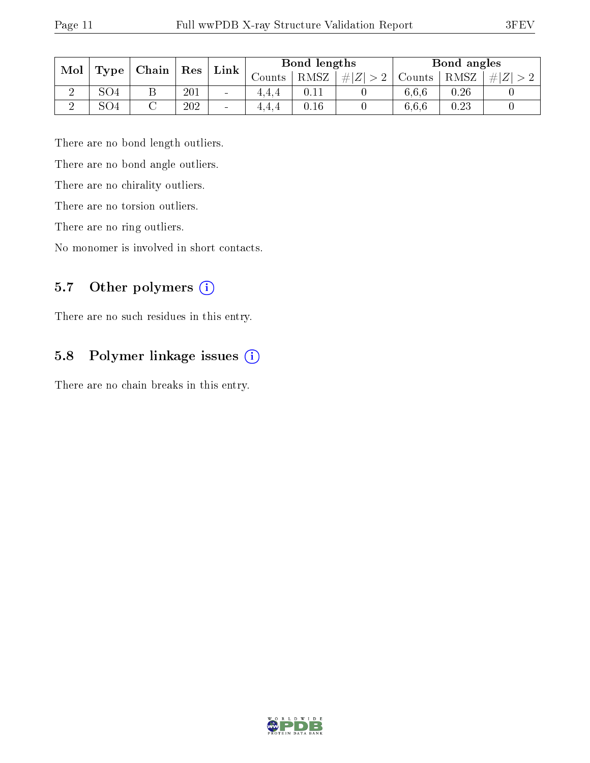| Mol | Type | Chain | Res | Link | Bond lengths | | | Bond angles | | |
|---|---|---|---|---|---|---|---|---|---|---|
| | | | | | Counts | RMSZ | $\#\|Z\| > 2$ | Counts | RMSZ | $\#\|Z\| > 2$ |
| 2 | SO4 | B | 201 | - | 4,4,4 | 0.11 | 0 | 6,6,6 | 0.26 | 0 |
| 2 | SO4 | C | 202 | - | 4,4,4 | 0.16 | 0 | 6,6,6 | 0.23 | 0 |

There are no bond length outliers.

There are no bond angle outliers.

There are no chirality outliers.

There are no torsion outliers.

There are no ring outliers.

No monomer is involved in short contacts.

## 5.7 Other polymers

There are no such residues in this entry.

## 5.8 Polymer linkage issues

There are no chain breaks in this entry.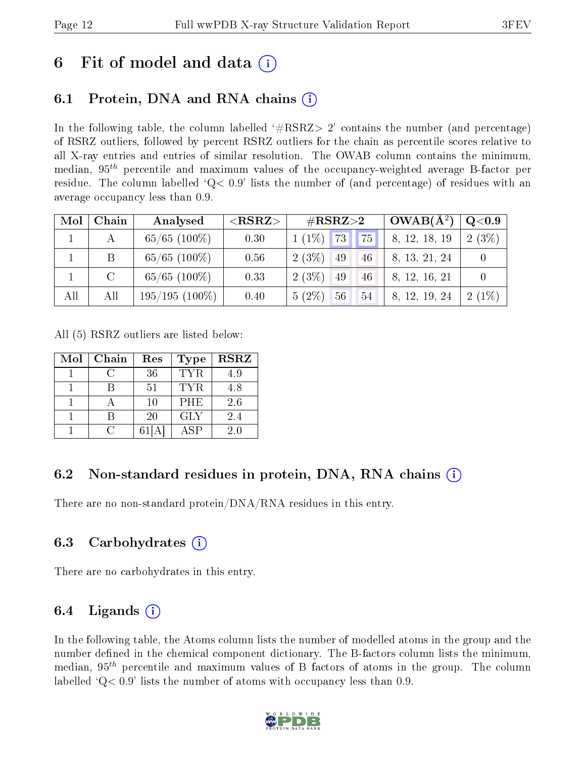# 6 Fit of model and data

## 6.1 Protein, DNA and RNA chains

In the following table, the column labelled '#RSRZ> 2' contains the number (and percentage) of RSRZ outliers, followed by percent RSRZ outliers for the chain as percentile scores relative to all X-ray entries and entries of similar resolution. The OWAB column contains the minimum, median, $95^{th}$ percentile and maximum values of the occupancy-weighted average B-factor per residue. The column labelled 'Q< 0.9' lists the number of (and percentage) of residues with an average occupancy less than 0.9.

| Mol | Chain | Analysed | <RSRZ> | #RSRZ>2 | | | OWAB(Å$^2$) | Q<0.9 |
|---|---|---|---|---|---|---|---|---|
| 1 | A | 65/65 (100%) | 0.30 | 1 (1%) | 73 | 75 | 8, 12, 18, 19 | 2 (3%) |
| 1 | B | 65/65 (100%) | 0.56 | 2 (3%) | 49 | 46 | 8, 13, 21, 24 | 0 |
| 1 | C | 65/65 (100%) | 0.33 | 2 (3%) | 49 | 46 | 8, 12, 16, 21 | 0 |
| All | All | 195/195 (100%) | 0.40 | 5 (2%) | 56 | 54 | 8, 12, 19, 24 | 2 (1%) |

All (5) RSRZ outliers are listed below:

| Mol | Chain | Res | Type | RSRZ |
|---|---|---|---|---|
| 1 | C | 36 | TYR | 4.9 |
| 1 | B | 51 | TYR | 4.8 |
| 1 | A | 10 | PHE | 2.6 |
| 1 | B | 20 | GLY | 2.4 |
| 1 | C | 61[A] | ASP | 2.0 |

## 6.2 Non-standard residues in protein, DNA, RNA chains

There are no non-standard protein/DNA/RNA residues in this entry.

## 6.3 Carbohydrates

There are no carbohydrates in this entry.

## 6.4 Ligands

In the following table, the Atoms column lists the number of modelled atoms in the group and the number defined in the chemical component dictionary. The B-factors column lists the minimum, median, $95^{th}$ percentile and maximum values of B factors of atoms in the group. The column labelled 'Q< 0.9' lists the number of atoms with occupancy less than 0.9.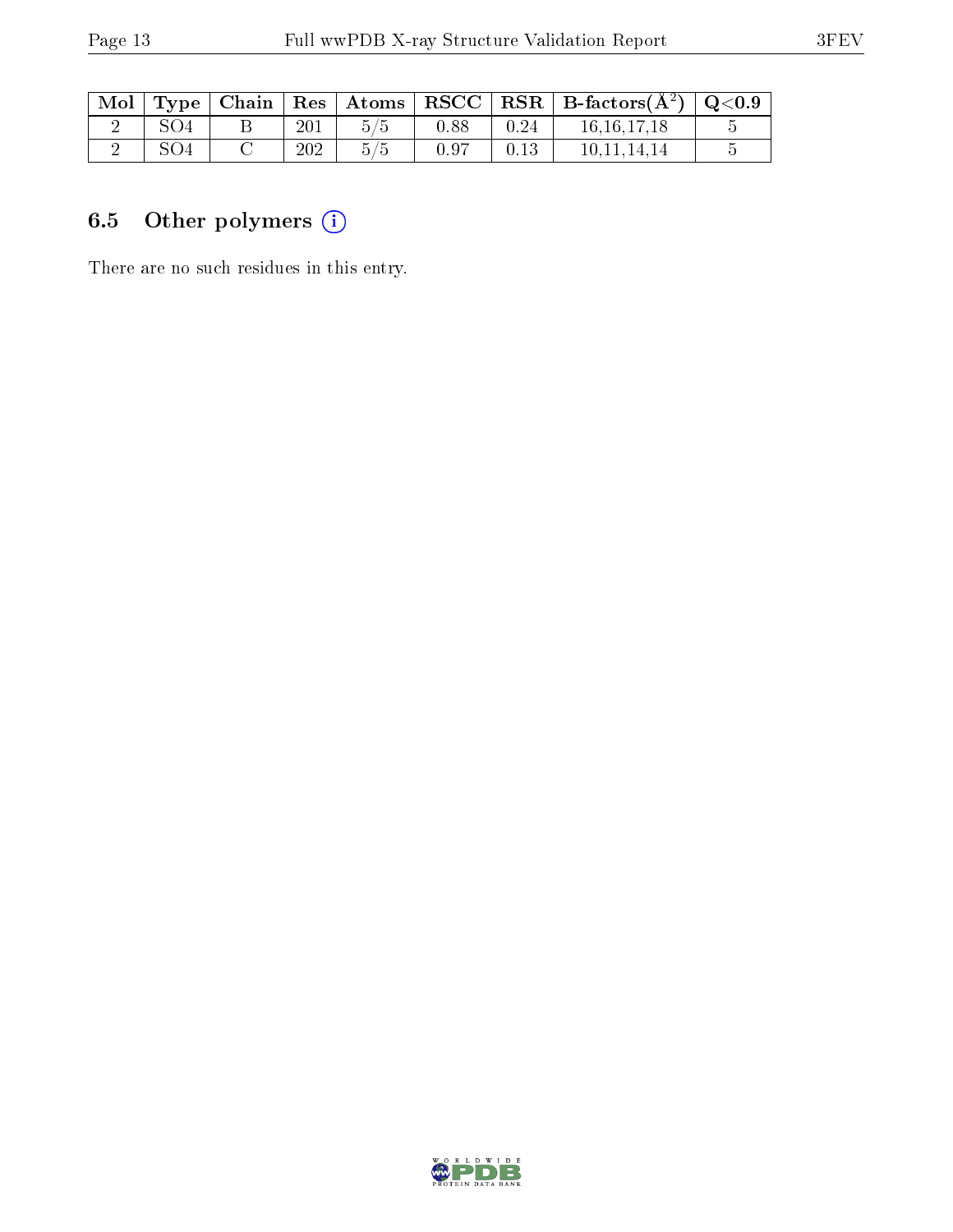| Mol | Type | Chain | Res | Atoms | RSCC | RSR | B-factors($Å^2$) | Q<0.9 |
|---|---|---|---|---|---|---|---|---|
| 2 | SO4 | B | 201 | 5/5 | 0.88 | 0.24 | 16,16,17,18 | 5 |
| 2 | SO4 | C | 202 | 5/5 | 0.97 | 0.13 | 10,11,14,14 | 5 |

## 6.5 Other polymers (i)

There are no such residues in this entry.